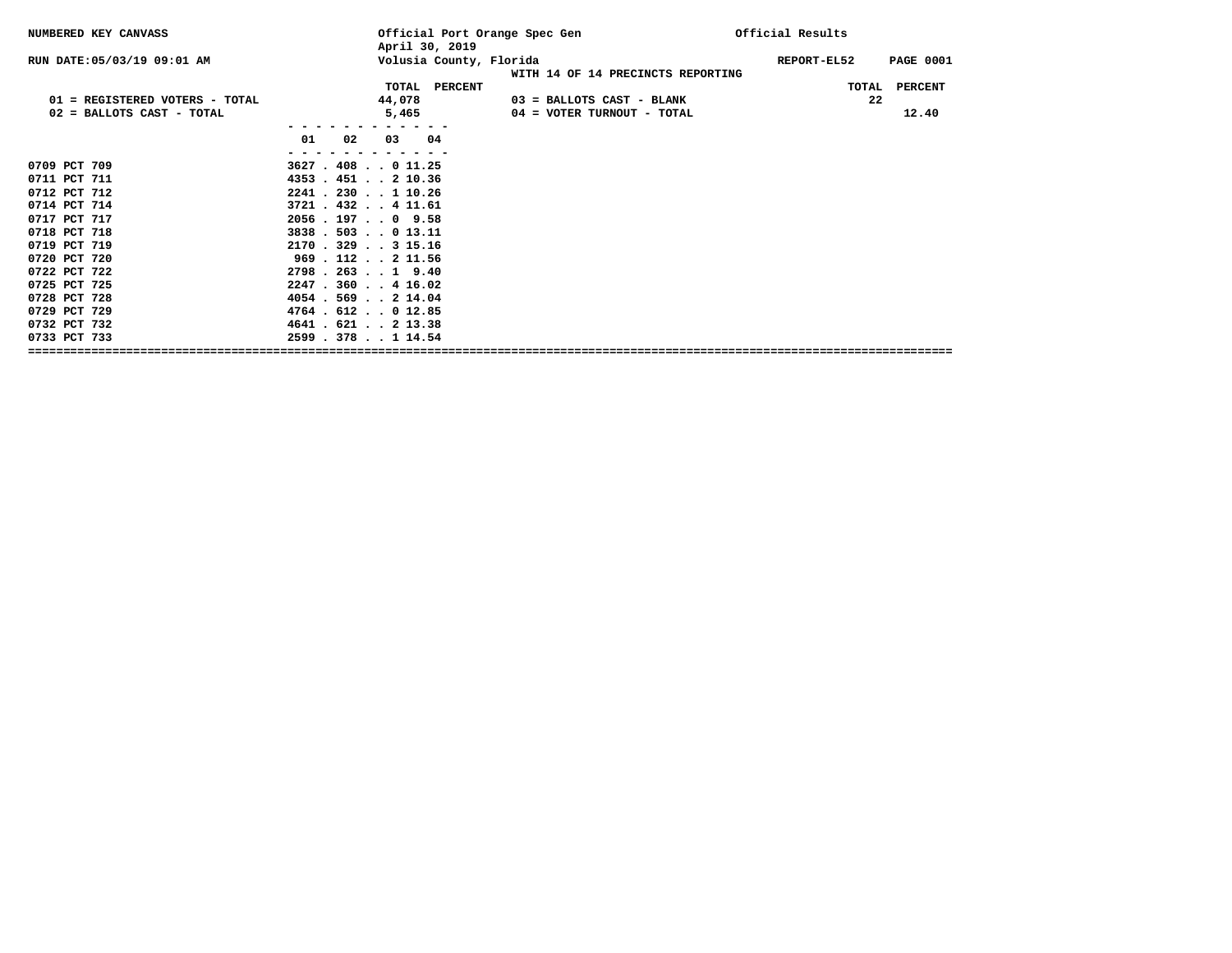NUMBERED KEY CANVASS

Official Port Orange Spec Gen
April 30, 2019
Volusia County, Florida

Official Results

RUN DATE:05/03/19 09:01 AM

REPORT-EL52

WITH 14 OF 14 PRECINCTS REPORTING

| | TOTAL | PERCENT | | TOTAL | PERCENT |
|---|---|---|---|---|---|
| 01 = REGISTERED VOTERS - TOTAL | 44,078 | | 03 = BALLOTS CAST - BLANK | 22 | |
| 02 = BALLOTS CAST - TOTAL | 5,465 | | 04 = VOTER TURNOUT - TOTAL | | 12.40 |

| Precinct | 01 | 02 | 03 | 04 |
|---|---|---|---|---|
| 0709 PCT 709 | 3627 | 408 | 0 | 11.25 |
| 0711 PCT 711 | 4353 | 451 | 2 | 10.36 |
| 0712 PCT 712 | 2241 | 230 | 1 | 10.26 |
| 0714 PCT 714 | 3721 | 432 | 4 | 11.61 |
| 0717 PCT 717 | 2056 | 197 | 0 | 9.58 |
| 0718 PCT 718 | 3838 | 503 | 0 | 13.11 |
| 0719 PCT 719 | 2170 | 329 | 3 | 15.16 |
| 0720 PCT 720 | 969 | 112 | 2 | 11.56 |
| 0722 PCT 722 | 2798 | 263 | 1 | 9.40 |
| 0725 PCT 725 | 2247 | 360 | 4 | 16.02 |
| 0728 PCT 728 | 4054 | 569 | 2 | 14.04 |
| 0729 PCT 729 | 4764 | 612 | 0 | 12.85 |
| 0732 PCT 732 | 4641 | 621 | 2 | 13.38 |
| 0733 PCT 733 | 2599 | 378 | 1 | 14.54 |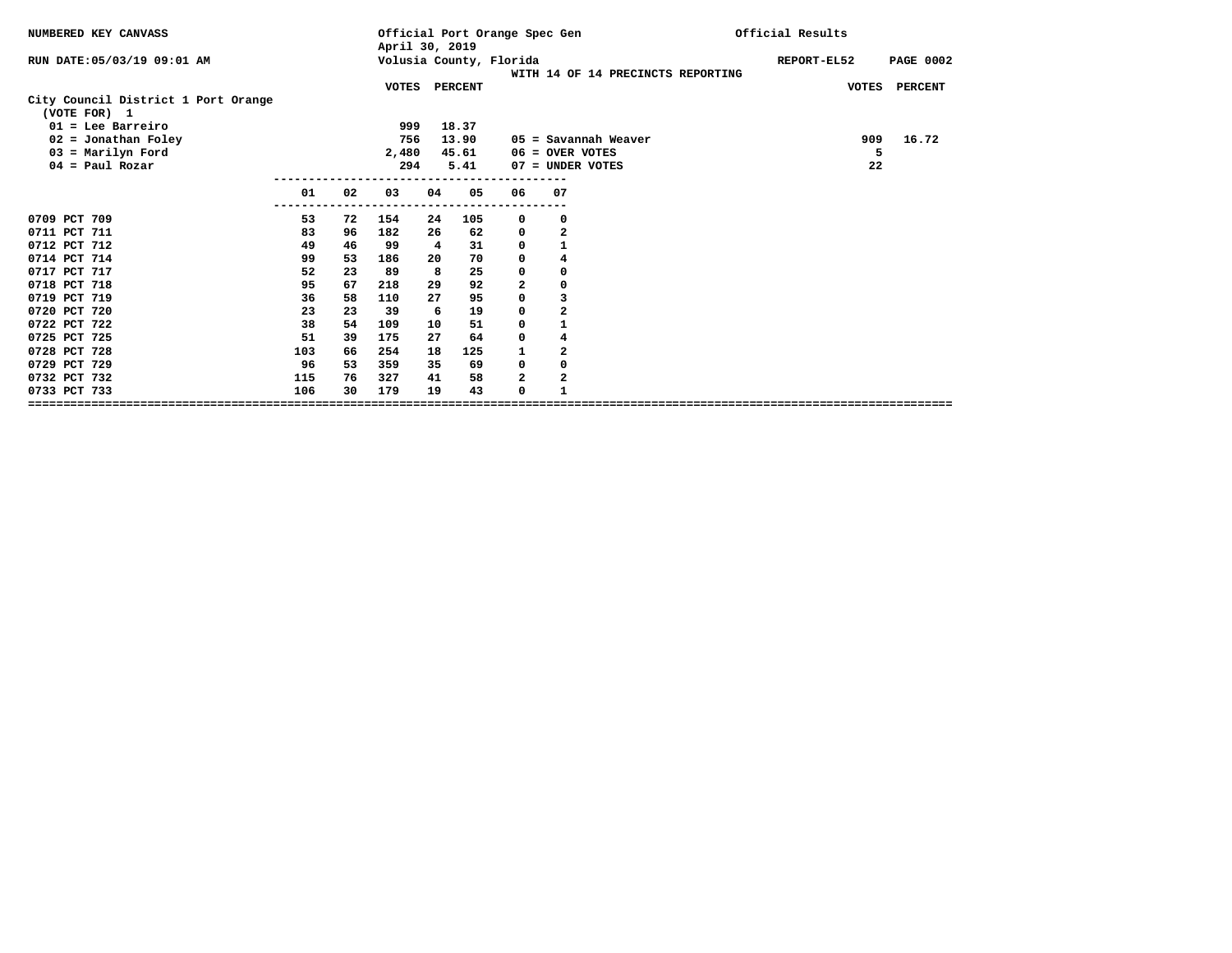NUMBERED KEY CANVASS

RUN DATE:05/03/19 09:01 AM

Official Port Orange Spec Gen
April 30, 2019
Volusia County, Florida

WITH 14 OF 14 PRECINCTS REPORTING

Official Results

REPORT-EL52

## City Council District 1 Port Orange

(VOTE FOR) 1

| | VOTES | PERCENT |
|---|---|---|
| 01 = Lee Barreiro | 999 | 18.37 |
| 02 = Jonathan Foley | 756 | 13.90 |
| 03 = Marilyn Ford | 2,480 | 45.61 |
| 04 = Paul Rozar | 294 | 5.41 |
| 05 = Savannah Weaver | 909 | 16.72 |
| 06 = OVER VOTES | 5 | |
| 07 = UNDER VOTES | 22 | |

| | 01 | 02 | 03 | 04 | 05 | 06 | 07 |
|---|---|---|---|---|---|---|---|
| 0709 PCT 709 | 53 | 72 | 154 | 24 | 105 | 0 | 0 |
| 0711 PCT 711 | 83 | 96 | 182 | 26 | 62 | 0 | 2 |
| 0712 PCT 712 | 49 | 46 | 99 | 4 | 31 | 0 | 1 |
| 0714 PCT 714 | 99 | 53 | 186 | 20 | 70 | 0 | 4 |
| 0717 PCT 717 | 52 | 23 | 89 | 8 | 25 | 0 | 0 |
| 0718 PCT 718 | 95 | 67 | 218 | 29 | 92 | 2 | 0 |
| 0719 PCT 719 | 36 | 58 | 110 | 27 | 95 | 0 | 3 |
| 0720 PCT 720 | 23 | 23 | 39 | 6 | 19 | 0 | 2 |
| 0722 PCT 722 | 38 | 54 | 109 | 10 | 51 | 0 | 1 |
| 0725 PCT 725 | 51 | 39 | 175 | 27 | 64 | 0 | 4 |
| 0728 PCT 728 | 103 | 66 | 254 | 18 | 125 | 1 | 2 |
| 0729 PCT 729 | 96 | 53 | 359 | 35 | 69 | 0 | 0 |
| 0732 PCT 732 | 115 | 76 | 327 | 41 | 58 | 2 | 2 |
| 0733 PCT 733 | 106 | 30 | 179 | 19 | 43 | 0 | 1 |